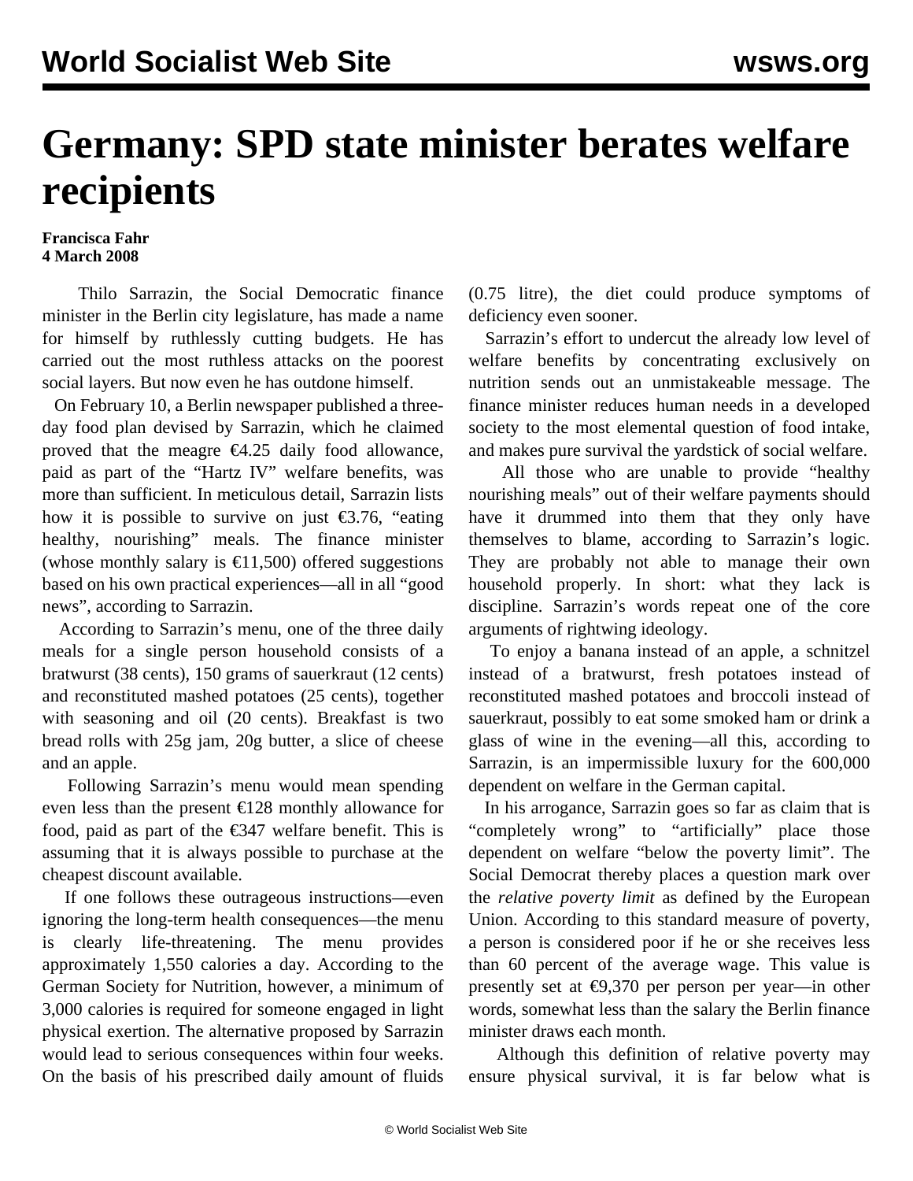# Germany: SPD state minister berates welfare recipients

**Francisca Fahr**
**4 March 2008**

Thilo Sarrazin, the Social Democratic finance minister in the Berlin city legislature, has made a name for himself by ruthlessly cutting budgets. He has carried out the most ruthless attacks on the poorest social layers. But now even he has outdone himself.

On February 10, a Berlin newspaper published a three-day food plan devised by Sarrazin, which he claimed proved that the meagre €4.25 daily food allowance, paid as part of the "Hartz IV" welfare benefits, was more than sufficient. In meticulous detail, Sarrazin lists how it is possible to survive on just €3.76, "eating healthy, nourishing" meals. The finance minister (whose monthly salary is €11,500) offered suggestions based on his own practical experiences—all in all "good news", according to Sarrazin.

According to Sarrazin's menu, one of the three daily meals for a single person household consists of a bratwurst (38 cents), 150 grams of sauerkraut (12 cents) and reconstituted mashed potatoes (25 cents), together with seasoning and oil (20 cents). Breakfast is two bread rolls with 25g jam, 20g butter, a slice of cheese and an apple.

Following Sarrazin's menu would mean spending even less than the present €128 monthly allowance for food, paid as part of the €347 welfare benefit. This is assuming that it is always possible to purchase at the cheapest discount available.

If one follows these outrageous instructions—even ignoring the long-term health consequences—the menu is clearly life-threatening. The menu provides approximately 1,550 calories a day. According to the German Society for Nutrition, however, a minimum of 3,000 calories is required for someone engaged in light physical exertion. The alternative proposed by Sarrazin would lead to serious consequences within four weeks. On the basis of his prescribed daily amount of fluids (0.75 litre), the diet could produce symptoms of deficiency even sooner.

Sarrazin's effort to undercut the already low level of welfare benefits by concentrating exclusively on nutrition sends out an unmistakeable message. The finance minister reduces human needs in a developed society to the most elemental question of food intake, and makes pure survival the yardstick of social welfare.

All those who are unable to provide "healthy nourishing meals" out of their welfare payments should have it drummed into them that they only have themselves to blame, according to Sarrazin's logic. They are probably not able to manage their own household properly. In short: what they lack is discipline. Sarrazin's words repeat one of the core arguments of rightwing ideology.

To enjoy a banana instead of an apple, a schnitzel instead of a bratwurst, fresh potatoes instead of reconstituted mashed potatoes and broccoli instead of sauerkraut, possibly to eat some smoked ham or drink a glass of wine in the evening—all this, according to Sarrazin, is an impermissible luxury for the 600,000 dependent on welfare in the German capital.

In his arrogance, Sarrazin goes so far as claim that is "completely wrong" to "artificially" place those dependent on welfare "below the poverty limit". The Social Democrat thereby places a question mark over the *relative poverty limit* as defined by the European Union. According to this standard measure of poverty, a person is considered poor if he or she receives less than 60 percent of the average wage. This value is presently set at €9,370 per person per year—in other words, somewhat less than the salary the Berlin finance minister draws each month.

Although this definition of relative poverty may ensure physical survival, it is far below what is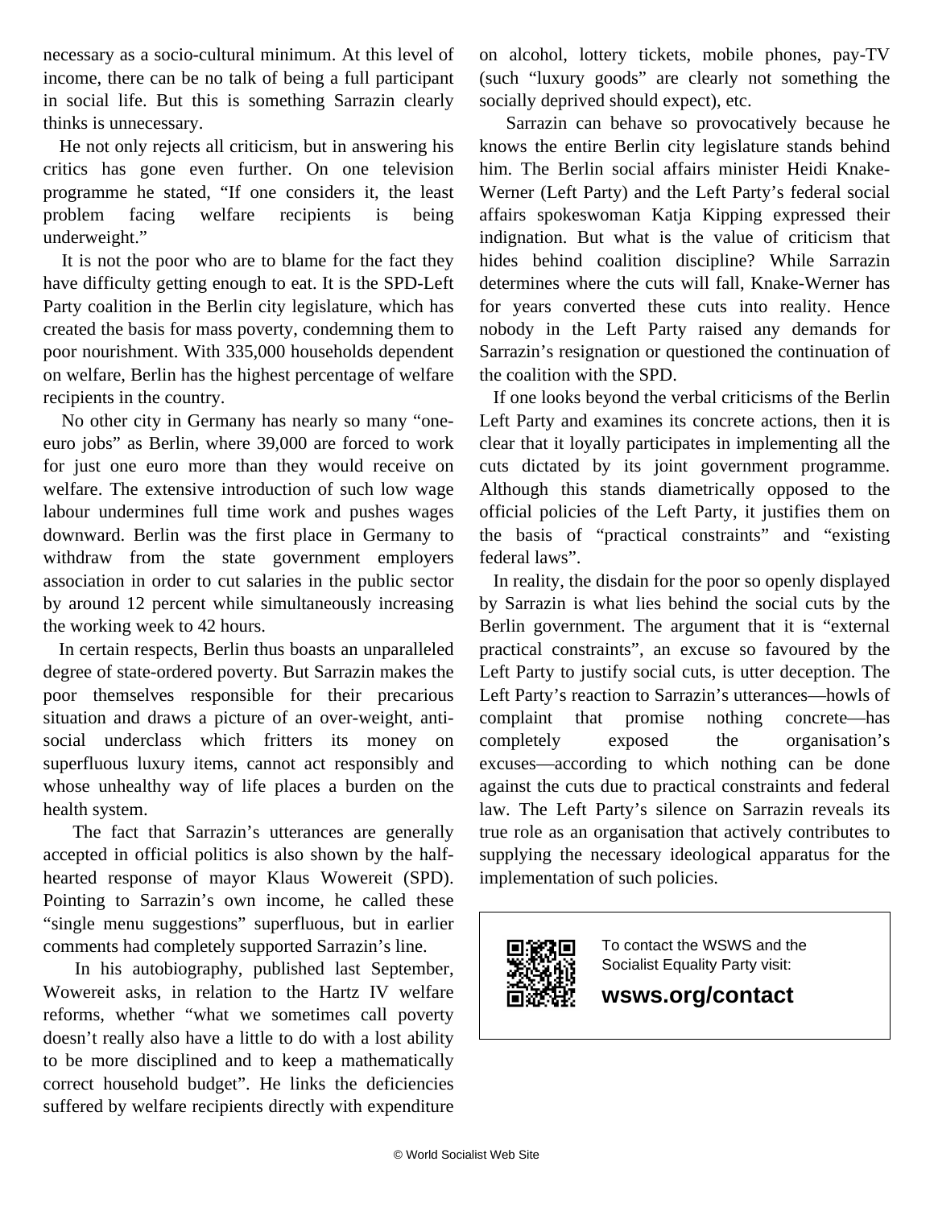necessary as a socio-cultural minimum. At this level of income, there can be no talk of being a full participant in social life. But this is something Sarrazin clearly thinks is unnecessary.

He not only rejects all criticism, but in answering his critics has gone even further. On one television programme he stated, "If one considers it, the least problem facing welfare recipients is being underweight."

It is not the poor who are to blame for the fact they have difficulty getting enough to eat. It is the SPD-Left Party coalition in the Berlin city legislature, which has created the basis for mass poverty, condemning them to poor nourishment. With 335,000 households dependent on welfare, Berlin has the highest percentage of welfare recipients in the country.

No other city in Germany has nearly so many "one-euro jobs" as Berlin, where 39,000 are forced to work for just one euro more than they would receive on welfare. The extensive introduction of such low wage labour undermines full time work and pushes wages downward. Berlin was the first place in Germany to withdraw from the state government employers association in order to cut salaries in the public sector by around 12 percent while simultaneously increasing the working week to 42 hours.

In certain respects, Berlin thus boasts an unparalleled degree of state-ordered poverty. But Sarrazin makes the poor themselves responsible for their precarious situation and draws a picture of an over-weight, anti-social underclass which fritters its money on superfluous luxury items, cannot act responsibly and whose unhealthy way of life places a burden on the health system.

The fact that Sarrazin's utterances are generally accepted in official politics is also shown by the half-hearted response of mayor Klaus Wowereit (SPD). Pointing to Sarrazin's own income, he called these "single menu suggestions" superfluous, but in earlier comments had completely supported Sarrazin's line.

In his autobiography, published last September, Wowereit asks, in relation to the Hartz IV welfare reforms, whether "what we sometimes call poverty doesn't really also have a little to do with a lost ability to be more disciplined and to keep a mathematically correct household budget". He links the deficiencies suffered by welfare recipients directly with expenditure on alcohol, lottery tickets, mobile phones, pay-TV (such "luxury goods" are clearly not something the socially deprived should expect), etc.

Sarrazin can behave so provocatively because he knows the entire Berlin city legislature stands behind him. The Berlin social affairs minister Heidi Knake-Werner (Left Party) and the Left Party's federal social affairs spokeswoman Katja Kipping expressed their indignation. But what is the value of criticism that hides behind coalition discipline? While Sarrazin determines where the cuts will fall, Knake-Werner has for years converted these cuts into reality. Hence nobody in the Left Party raised any demands for Sarrazin's resignation or questioned the continuation of the coalition with the SPD.

If one looks beyond the verbal criticisms of the Berlin Left Party and examines its concrete actions, then it is clear that it loyally participates in implementing all the cuts dictated by its joint government programme. Although this stands diametrically opposed to the official policies of the Left Party, it justifies them on the basis of "practical constraints" and "existing federal laws".

In reality, the disdain for the poor so openly displayed by Sarrazin is what lies behind the social cuts by the Berlin government. The argument that it is "external practical constraints", an excuse so favoured by the Left Party to justify social cuts, is utter deception. The Left Party's reaction to Sarrazin's utterances—howls of complaint that promise nothing concrete—has completely exposed the organisation's excuses—according to which nothing can be done against the cuts due to practical constraints and federal law. The Left Party's silence on Sarrazin reveals its true role as an organisation that actively contributes to supplying the necessary ideological apparatus for the implementation of such policies.

To contact the WSWS and the Socialist Equality Party visit:

**wsws.org/contact**